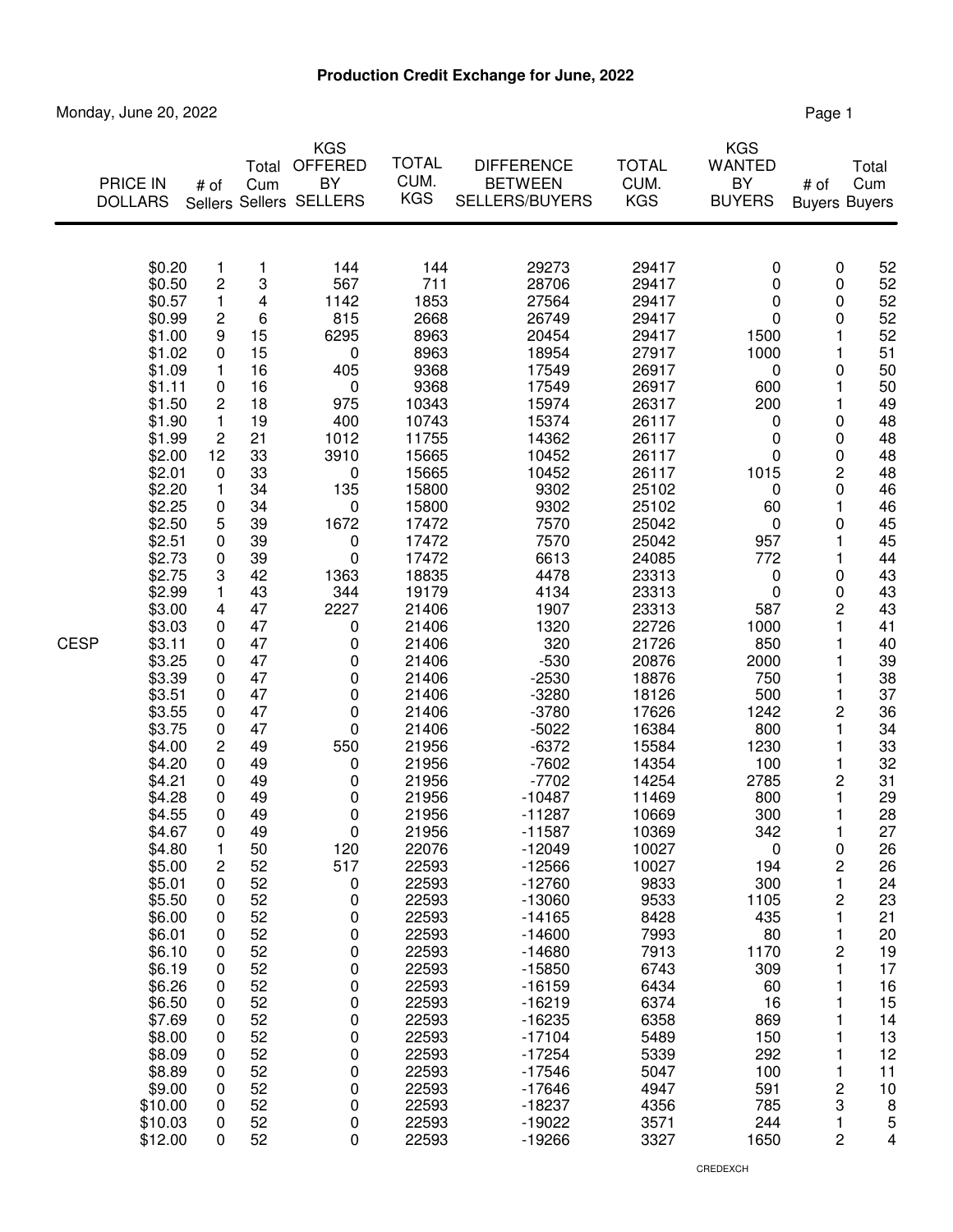# Production Credit Exchange for June, 2022

Monday, June 20, 2022

| | PRICE IN DOLLARS | # of Sellers | Total Cum Sellers | KGS OFFERED BY SELLERS | TOTAL CUM. KGS | DIFFERENCE BETWEEN SELLERS/BUYERS | TOTAL CUM. KGS | KGS WANTED BY BUYERS | # of Buyers | Total Cum Buyers |
|---|---|---|---|---|---|---|---|---|---|---|
| | $0.20 | 1 | 1 | 144 | 144 | 29273 | 29417 | 0 | 0 | 52 |
| | $0.50 | 2 | 3 | 567 | 711 | 28706 | 29417 | 0 | 0 | 52 |
| | $0.57 | 1 | 4 | 1142 | 1853 | 27564 | 29417 | 0 | 0 | 52 |
| | $0.99 | 2 | 6 | 815 | 2668 | 26749 | 29417 | 0 | 0 | 52 |
| | $1.00 | 9 | 15 | 6295 | 8963 | 20454 | 29417 | 1500 | 1 | 52 |
| | $1.02 | 0 | 15 | 0 | 8963 | 18954 | 27917 | 1000 | 1 | 51 |
| | $1.09 | 1 | 16 | 405 | 9368 | 17549 | 26917 | 0 | 0 | 50 |
| | $1.11 | 0 | 16 | 0 | 9368 | 17549 | 26917 | 600 | 1 | 50 |
| | $1.50 | 2 | 18 | 975 | 10343 | 15974 | 26317 | 200 | 1 | 49 |
| | $1.90 | 1 | 19 | 400 | 10743 | 15374 | 26117 | 0 | 0 | 48 |
| | $1.99 | 2 | 21 | 1012 | 11755 | 14362 | 26117 | 0 | 0 | 48 |
| | $2.00 | 12 | 33 | 3910 | 15665 | 10452 | 26117 | 0 | 0 | 48 |
| | $2.01 | 0 | 33 | 0 | 15665 | 10452 | 26117 | 1015 | 2 | 48 |
| | $2.20 | 1 | 34 | 135 | 15800 | 9302 | 25102 | 0 | 0 | 46 |
| | $2.25 | 0 | 34 | 0 | 15800 | 9302 | 25102 | 60 | 1 | 46 |
| | $2.50 | 5 | 39 | 1672 | 17472 | 7570 | 25042 | 0 | 0 | 45 |
| | $2.51 | 0 | 39 | 0 | 17472 | 7570 | 25042 | 957 | 1 | 45 |
| | $2.73 | 0 | 39 | 0 | 17472 | 6613 | 24085 | 772 | 1 | 44 |
| | $2.75 | 3 | 42 | 1363 | 18835 | 4478 | 23313 | 0 | 0 | 43 |
| | $2.99 | 1 | 43 | 344 | 19179 | 4134 | 23313 | 0 | 0 | 43 |
| | $3.00 | 4 | 47 | 2227 | 21406 | 1907 | 23313 | 587 | 2 | 43 |
| | $3.03 | 0 | 47 | 0 | 21406 | 1320 | 22726 | 1000 | 1 | 41 |
| CESP | $3.11 | 0 | 47 | 0 | 21406 | 320 | 21726 | 850 | 1 | 40 |
| | $3.25 | 0 | 47 | 0 | 21406 | -530 | 20876 | 2000 | 1 | 39 |
| | $3.39 | 0 | 47 | 0 | 21406 | -2530 | 18876 | 750 | 1 | 38 |
| | $3.51 | 0 | 47 | 0 | 21406 | -3280 | 18126 | 500 | 1 | 37 |
| | $3.55 | 0 | 47 | 0 | 21406 | -3780 | 17626 | 1242 | 2 | 36 |
| | $3.75 | 0 | 47 | 0 | 21406 | -5022 | 16384 | 800 | 1 | 34 |
| | $4.00 | 2 | 49 | 550 | 21956 | -6372 | 15584 | 1230 | 1 | 33 |
| | $4.20 | 0 | 49 | 0 | 21956 | -7602 | 14354 | 100 | 1 | 32 |
| | $4.21 | 0 | 49 | 0 | 21956 | -7702 | 14254 | 2785 | 2 | 31 |
| | $4.28 | 0 | 49 | 0 | 21956 | -10487 | 11469 | 800 | 1 | 29 |
| | $4.55 | 0 | 49 | 0 | 21956 | -11287 | 10669 | 300 | 1 | 28 |
| | $4.67 | 0 | 49 | 0 | 21956 | -11587 | 10369 | 342 | 1 | 27 |
| | $4.80 | 1 | 50 | 120 | 22076 | -12049 | 10027 | 0 | 0 | 26 |
| | $5.00 | 2 | 52 | 517 | 22593 | -12566 | 10027 | 194 | 2 | 26 |
| | $5.01 | 0 | 52 | 0 | 22593 | -12760 | 9833 | 300 | 1 | 24 |
| | $5.50 | 0 | 52 | 0 | 22593 | -13060 | 9533 | 1105 | 2 | 23 |
| | $6.00 | 0 | 52 | 0 | 22593 | -14165 | 8428 | 435 | 1 | 21 |
| | $6.01 | 0 | 52 | 0 | 22593 | -14600 | 7993 | 80 | 1 | 20 |
| | $6.10 | 0 | 52 | 0 | 22593 | -14680 | 7913 | 1170 | 2 | 19 |
| | $6.19 | 0 | 52 | 0 | 22593 | -15850 | 6743 | 309 | 1 | 17 |
| | $6.26 | 0 | 52 | 0 | 22593 | -16159 | 6434 | 60 | 1 | 16 |
| | $6.50 | 0 | 52 | 0 | 22593 | -16219 | 6374 | 16 | 1 | 15 |
| | $7.69 | 0 | 52 | 0 | 22593 | -16235 | 6358 | 869 | 1 | 14 |
| | $8.00 | 0 | 52 | 0 | 22593 | -17104 | 5489 | 150 | 1 | 13 |
| | $8.09 | 0 | 52 | 0 | 22593 | -17254 | 5339 | 292 | 1 | 12 |
| | $8.89 | 0 | 52 | 0 | 22593 | -17546 | 5047 | 100 | 1 | 11 |
| | $9.00 | 0 | 52 | 0 | 22593 | -17646 | 4947 | 591 | 2 | 10 |
| | $10.00 | 0 | 52 | 0 | 22593 | -18237 | 4356 | 785 | 3 | 8 |
| | $10.03 | 0 | 52 | 0 | 22593 | -19022 | 3571 | 244 | 1 | 5 |
| | $12.00 | 0 | 52 | 0 | 22593 | -19266 | 3327 | 1650 | 2 | 4 |

CREDEXCH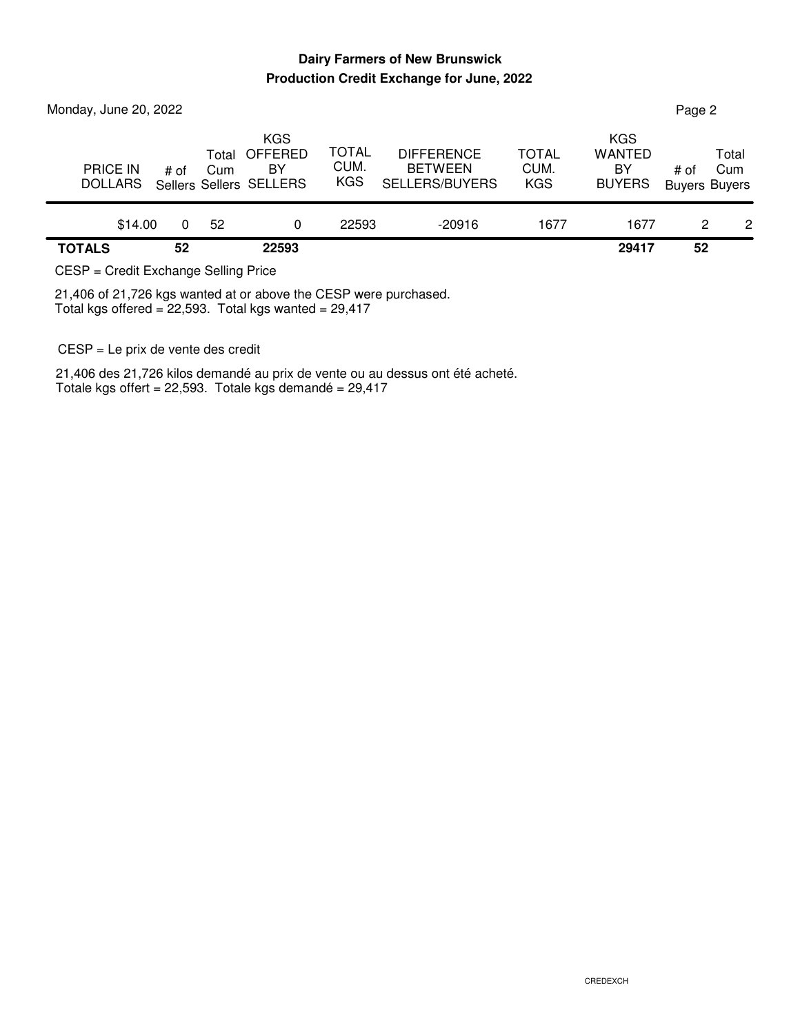**Dairy Farmers of New Brunswick**
**Production Credit Exchange for June, 2022**

Monday, June 20, 2022

| PRICE IN DOLLARS | # of Sellers | Total Cum Sellers | KGS OFFERED BY SELLERS | TOTAL CUM. KGS | DIFFERENCE BETWEEN SELLERS/BUYERS | TOTAL CUM. KGS | KGS WANTED BY BUYERS | # of Buyers | Total Cum Buyers |
|---|---|---|---|---|---|---|---|---|---|
| $14.00 | 0 | 52 | 0 | 22593 | -20916 | 1677 | 1677 | 2 | 2 |
| **TOTALS** | **52** | | **22593** | | | | **29417** | **52** | |

CESP = Credit Exchange Selling Price

21,406 of 21,726 kgs wanted at or above the CESP were purchased.
Total kgs offered = 22,593. Total kgs wanted = 29,417

CESP = Le prix de vente des credit

21,406 des 21,726 kilos demandé au prix de vente ou au dessus ont été acheté.
Totale kgs offert = 22,593. Totale kgs demandé = 29,417

CREDEXCH